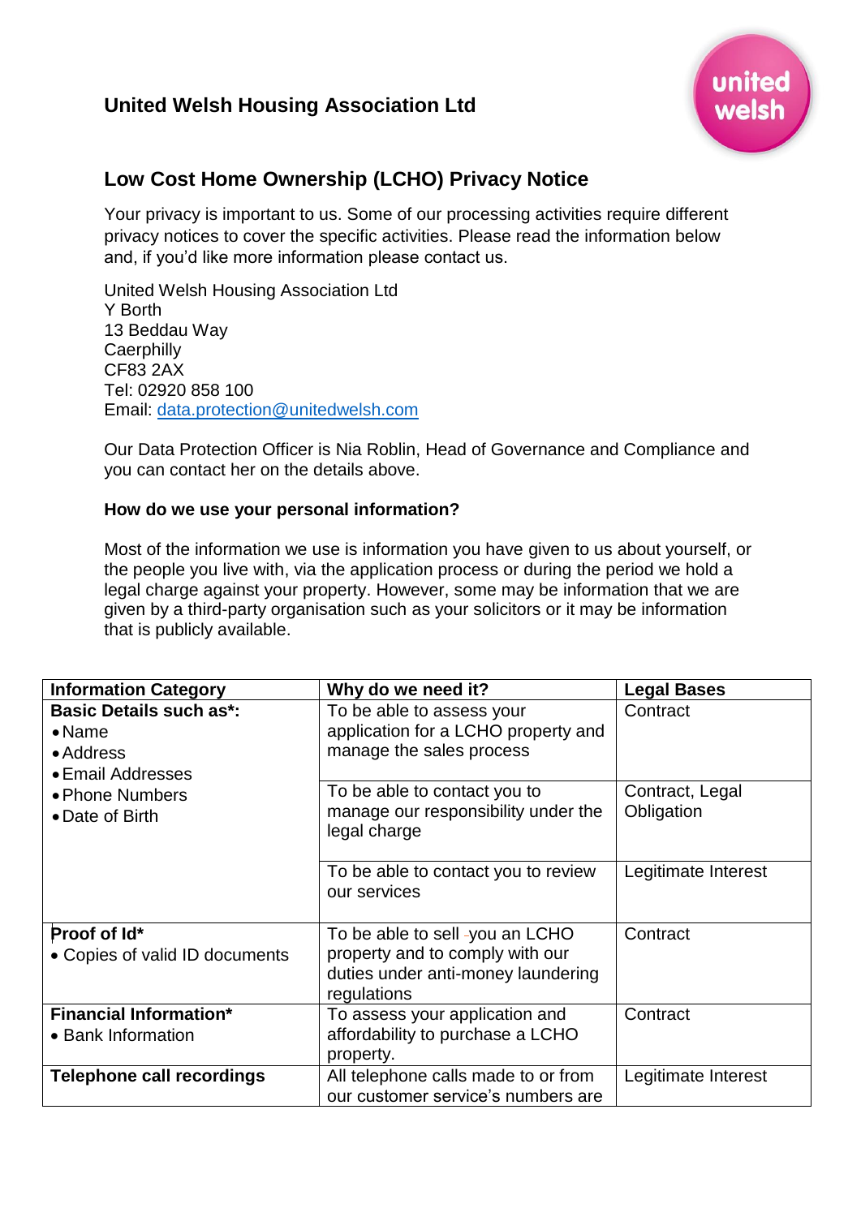# United Welsh Housing Association Ltd

## Low Cost Home Ownership (LCHO) Privacy Notice

Your privacy is important to us. Some of our processing activities require different privacy notices to cover the specific activities. Please read the information below and, if you'd like more information please contact us.

United Welsh Housing Association Ltd
Y Borth
13 Beddau Way
Caerphilly
CF83 2AX
Tel: 02920 858 100
Email: data.protection@unitedwelsh.com

Our Data Protection Officer is Nia Roblin, Head of Governance and Compliance and you can contact her on the details above.

### How do we use your personal information?

Most of the information we use is information you have given to us about yourself, or the people you live with, via the application process or during the period we hold a legal charge against your property. However, some may be information that we are given by a third-party organisation such as your solicitors or it may be information that is publicly available.

| Information Category | Why do we need it? | Legal Bases |
|---|---|---|
| **Basic Details such as*:**<br>• Name<br>• Address<br>• Email Addresses<br>• Phone Numbers<br>• Date of Birth | To be able to assess your application for a LCHO property and manage the sales process | Contract |
| | To be able to contact you to manage our responsibility under the legal charge | Contract, Legal Obligation |
| | To be able to contact you to review our services | Legitimate Interest |
| **Proof of Id***<br>• Copies of valid ID documents | To be able to sell you an LCHO property and to comply with our duties under anti-money laundering regulations | Contract |
| **Financial Information***<br>• Bank Information | To assess your application and affordability to purchase a LCHO property. | Contract |
| **Telephone call recordings** | All telephone calls made to or from our customer service's numbers are | Legitimate Interest |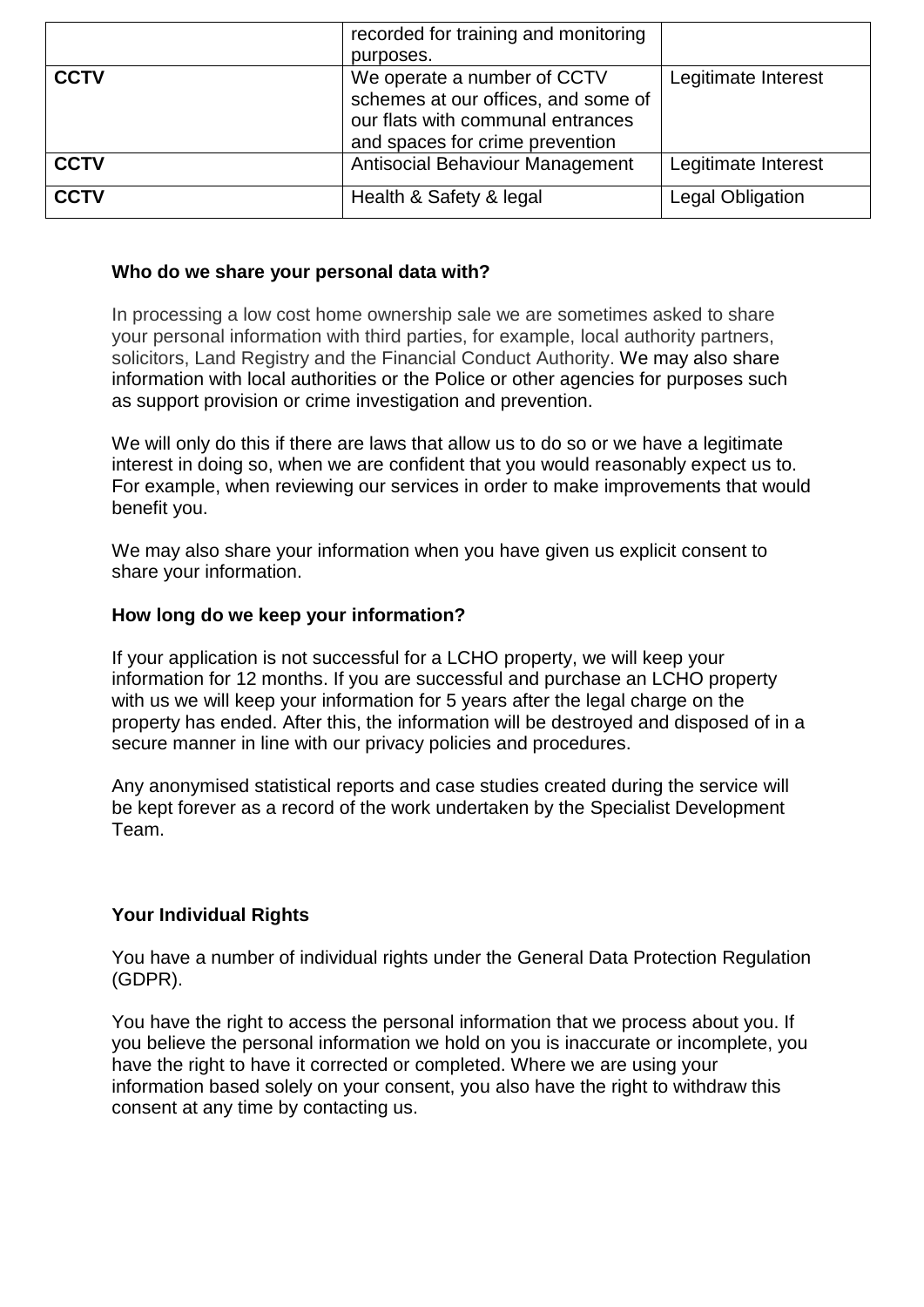| | recorded for training and monitoring purposes. | |
|---|---|---|
| **CCTV** | We operate a number of CCTV schemes at our offices, and some of our flats with communal entrances and spaces for crime prevention | Legitimate Interest |
| **CCTV** | Antisocial Behaviour Management | Legitimate Interest |
| **CCTV** | Health & Safety & legal | Legal Obligation |

**Who do we share your personal data with?**

In processing a low cost home ownership sale we are sometimes asked to share your personal information with third parties, for example, local authority partners, solicitors, Land Registry and the Financial Conduct Authority. We may also share information with local authorities or the Police or other agencies for purposes such as support provision or crime investigation and prevention.

We will only do this if there are laws that allow us to do so or we have a legitimate interest in doing so, when we are confident that you would reasonably expect us to. For example, when reviewing our services in order to make improvements that would benefit you.

We may also share your information when you have given us explicit consent to share your information.

**How long do we keep your information?**

If your application is not successful for a LCHO property, we will keep your information for 12 months. If you are successful and purchase an LCHO property with us we will keep your information for 5 years after the legal charge on the property has ended. After this, the information will be destroyed and disposed of in a secure manner in line with our privacy policies and procedures.

Any anonymised statistical reports and case studies created during the service will be kept forever as a record of the work undertaken by the Specialist Development Team.

**Your Individual Rights**

You have a number of individual rights under the General Data Protection Regulation (GDPR).

You have the right to access the personal information that we process about you. If you believe the personal information we hold on you is inaccurate or incomplete, you have the right to have it corrected or completed. Where we are using your information based solely on your consent, you also have the right to withdraw this consent at any time by contacting us.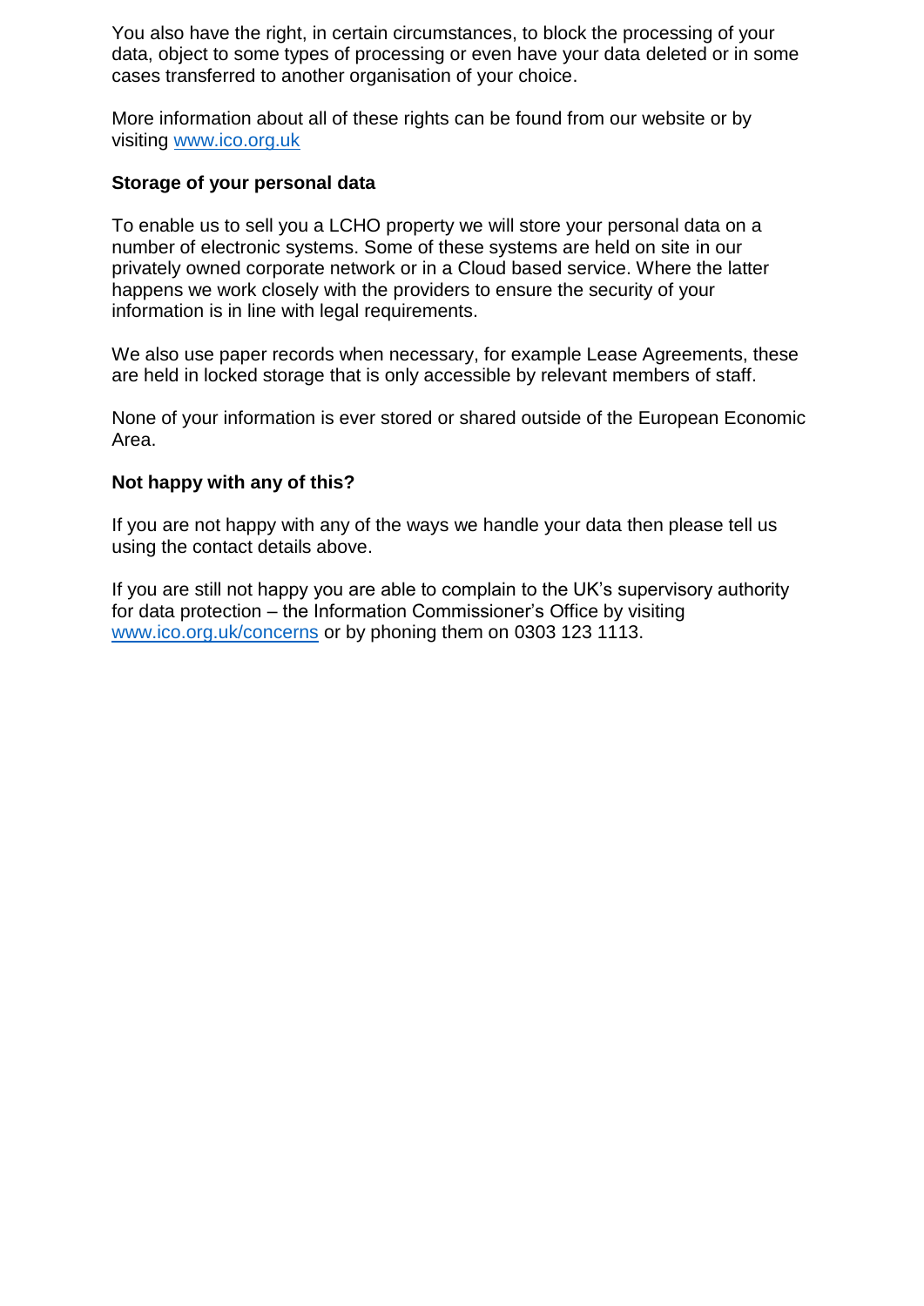You also have the right, in certain circumstances, to block the processing of your data, object to some types of processing or even have your data deleted or in some cases transferred to another organisation of your choice.

More information about all of these rights can be found from our website or by visiting www.ico.org.uk

**Storage of your personal data**

To enable us to sell you a LCHO property we will store your personal data on a number of electronic systems. Some of these systems are held on site in our privately owned corporate network or in a Cloud based service. Where the latter happens we work closely with the providers to ensure the security of your information is in line with legal requirements.

We also use paper records when necessary, for example Lease Agreements, these are held in locked storage that is only accessible by relevant members of staff.

None of your information is ever stored or shared outside of the European Economic Area.

**Not happy with any of this?**

If you are not happy with any of the ways we handle your data then please tell us using the contact details above.

If you are still not happy you are able to complain to the UK's supervisory authority for data protection – the Information Commissioner's Office by visiting www.ico.org.uk/concerns or by phoning them on 0303 123 1113.